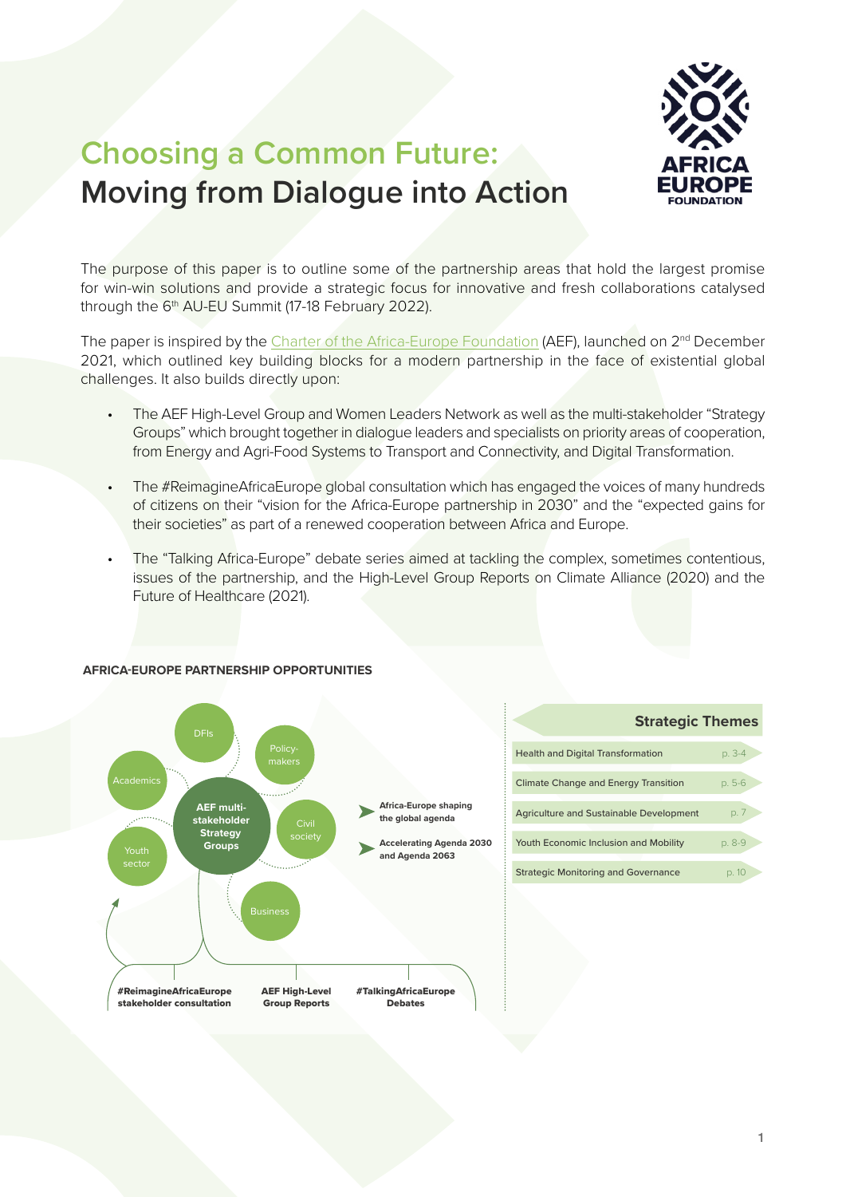# Choosing a Common Future: Moving from Dialogue into Action

The purpose of this paper is to outline some of the partnership areas that hold the largest promise for win-win solutions and provide a strategic focus for innovative and fresh collaborations catalysed through the 6th AU-EU Summit (17-18 February 2022).

The paper is inspired by the Charter of the Africa-Europe Foundation (AEF), launched on 2nd December 2021, which outlined key building blocks for a modern partnership in the face of existential global challenges. It also builds directly upon:

- The AEF High-Level Group and Women Leaders Network as well as the multi-stakeholder "Strategy Groups" which brought together in dialogue leaders and specialists on priority areas of cooperation, from Energy and Agri-Food Systems to Transport and Connectivity, and Digital Transformation.
- The #ReimagineAfricaEurope global consultation which has engaged the voices of many hundreds of citizens on their "vision for the Africa-Europe partnership in 2030" and the "expected gains for their societies" as part of a renewed cooperation between Africa and Europe.
- The "Talking Africa-Europe" debate series aimed at tackling the complex, sometimes contentious, issues of the partnership, and the High-Level Group Reports on Climate Alliance (2020) and the Future of Healthcare (2021).

**AFRICA-EUROPE PARTNERSHIP OPPORTUNITIES**

**AEF multi-stakeholder Strategy Groups**: DFIs, Policy-makers, Civil society, Business, Youth sector, Academics

- **Africa-Europe shaping the global agenda**
- **Accelerating Agenda 2030 and Agenda 2063**

**#ReimagineAfricaEurope stakeholder consultation** | **AEF High-Level Group Reports** | **#TalkingAfricaEurope Debates**

| Strategic Themes | |
|---|---|
| Health and Digital Transformation | p. 3-4 |
| Climate Change and Energy Transition | p. 5-6 |
| Agriculture and Sustainable Development | p. 7 |
| Youth Economic Inclusion and Mobility | p. 8-9 |
| Strategic Monitoring and Governance | p. 10 |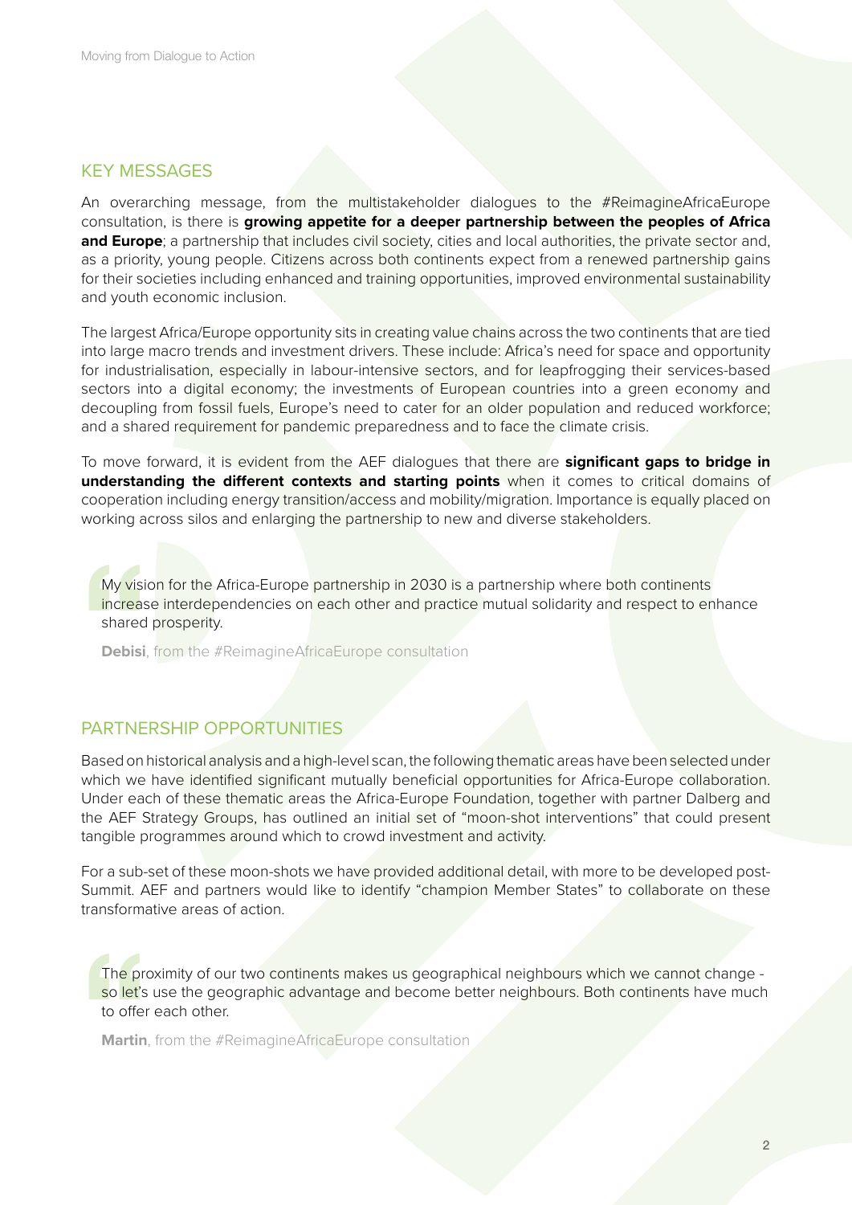## KEY MESSAGES

An overarching message, from the multistakeholder dialogues to the #ReimagineAfricaEurope consultation, is there is **growing appetite for a deeper partnership between the peoples of Africa and Europe**; a partnership that includes civil society, cities and local authorities, the private sector and, as a priority, young people. Citizens across both continents expect from a renewed partnership gains for their societies including enhanced and training opportunities, improved environmental sustainability and youth economic inclusion.

The largest Africa/Europe opportunity sits in creating value chains across the two continents that are tied into large macro trends and investment drivers. These include: Africa's need for space and opportunity for industrialisation, especially in labour-intensive sectors, and for leapfrogging their services-based sectors into a digital economy; the investments of European countries into a green economy and decoupling from fossil fuels, Europe's need to cater for an older population and reduced workforce; and a shared requirement for pandemic preparedness and to face the climate crisis.

To move forward, it is evident from the AEF dialogues that there are **significant gaps to bridge in understanding the different contexts and starting points** when it comes to critical domains of cooperation including energy transition/access and mobility/migration. Importance is equally placed on working across silos and enlarging the partnership to new and diverse stakeholders.

> My vision for the Africa-Europe partnership in 2030 is a partnership where both continents increase interdependencies on each other and practice mutual solidarity and respect to enhance shared prosperity.
>
> **Debisi**, from the #ReimagineAfricaEurope consultation

## PARTNERSHIP OPPORTUNITIES

Based on historical analysis and a high-level scan, the following thematic areas have been selected under which we have identified significant mutually beneficial opportunities for Africa-Europe collaboration. Under each of these thematic areas the Africa-Europe Foundation, together with partner Dalberg and the AEF Strategy Groups, has outlined an initial set of "moon-shot interventions" that could present tangible programmes around which to crowd investment and activity.

For a sub-set of these moon-shots we have provided additional detail, with more to be developed post-Summit. AEF and partners would like to identify "champion Member States" to collaborate on these transformative areas of action.

> The proximity of our two continents makes us geographical neighbours which we cannot change - so let's use the geographic advantage and become better neighbours. Both continents have much to offer each other.
>
> **Martin**, from the #ReimagineAfricaEurope consultation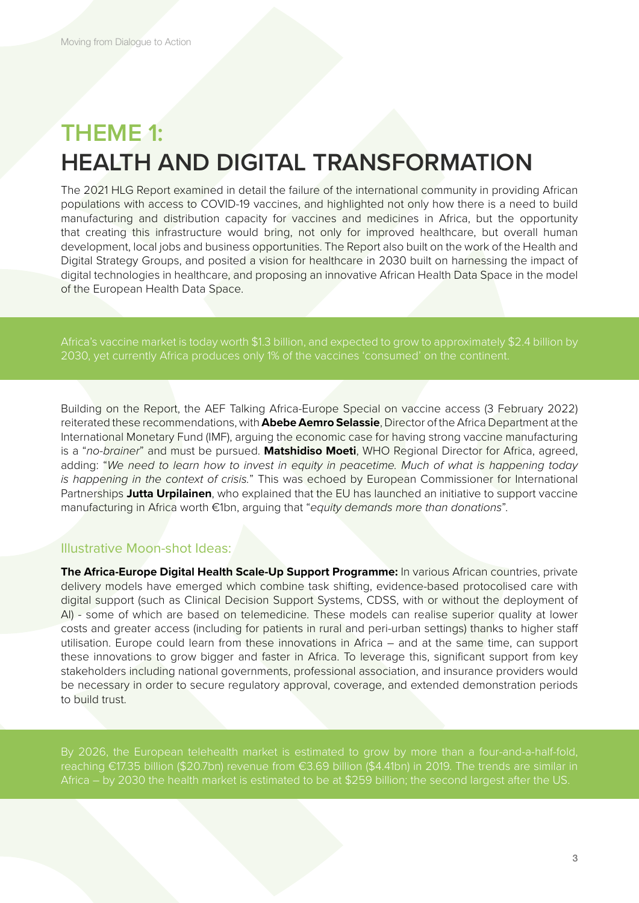# THEME 1: HEALTH AND DIGITAL TRANSFORMATION

The 2021 HLG Report examined in detail the failure of the international community in providing African populations with access to COVID-19 vaccines, and highlighted not only how there is a need to build manufacturing and distribution capacity for vaccines and medicines in Africa, but the opportunity that creating this infrastructure would bring, not only for improved healthcare, but overall human development, local jobs and business opportunities. The Report also built on the work of the Health and Digital Strategy Groups, and posited a vision for healthcare in 2030 built on harnessing the impact of digital technologies in healthcare, and proposing an innovative African Health Data Space in the model of the European Health Data Space.

Africa's vaccine market is today worth $1.3 billion, and expected to grow to approximately $2.4 billion by 2030, yet currently Africa produces only 1% of the vaccines 'consumed' on the continent.

Building on the Report, the AEF Talking Africa-Europe Special on vaccine access (3 February 2022) reiterated these recommendations, with **Abebe Aemro Selassie**, Director of the Africa Department at the International Monetary Fund (IMF), arguing the economic case for having strong vaccine manufacturing is a "*no-brainer*" and must be pursued. **Matshidiso Moeti**, WHO Regional Director for Africa, agreed, adding: "*We need to learn how to invest in equity in peacetime. Much of what is happening today is happening in the context of crisis.*" This was echoed by European Commissioner for International Partnerships **Jutta Urpilainen**, who explained that the EU has launched an initiative to support vaccine manufacturing in Africa worth €1bn, arguing that "*equity demands more than donations*".

## Illustrative Moon-shot Ideas:

**The Africa-Europe Digital Health Scale-Up Support Programme:** In various African countries, private delivery models have emerged which combine task shifting, evidence-based protocolised care with digital support (such as Clinical Decision Support Systems, CDSS, with or without the deployment of AI) - some of which are based on telemedicine. These models can realise superior quality at lower costs and greater access (including for patients in rural and peri-urban settings) thanks to higher staff utilisation. Europe could learn from these innovations in Africa – and at the same time, can support these innovations to grow bigger and faster in Africa. To leverage this, significant support from key stakeholders including national governments, professional association, and insurance providers would be necessary in order to secure regulatory approval, coverage, and extended demonstration periods to build trust.

By 2026, the European telehealth market is estimated to grow by more than a four-and-a-half-fold, reaching €17.35 billion ($20.7bn) revenue from €3.69 billion ($4.41bn) in 2019. The trends are similar in Africa – by 2030 the health market is estimated to be at $259 billion; the second largest after the US.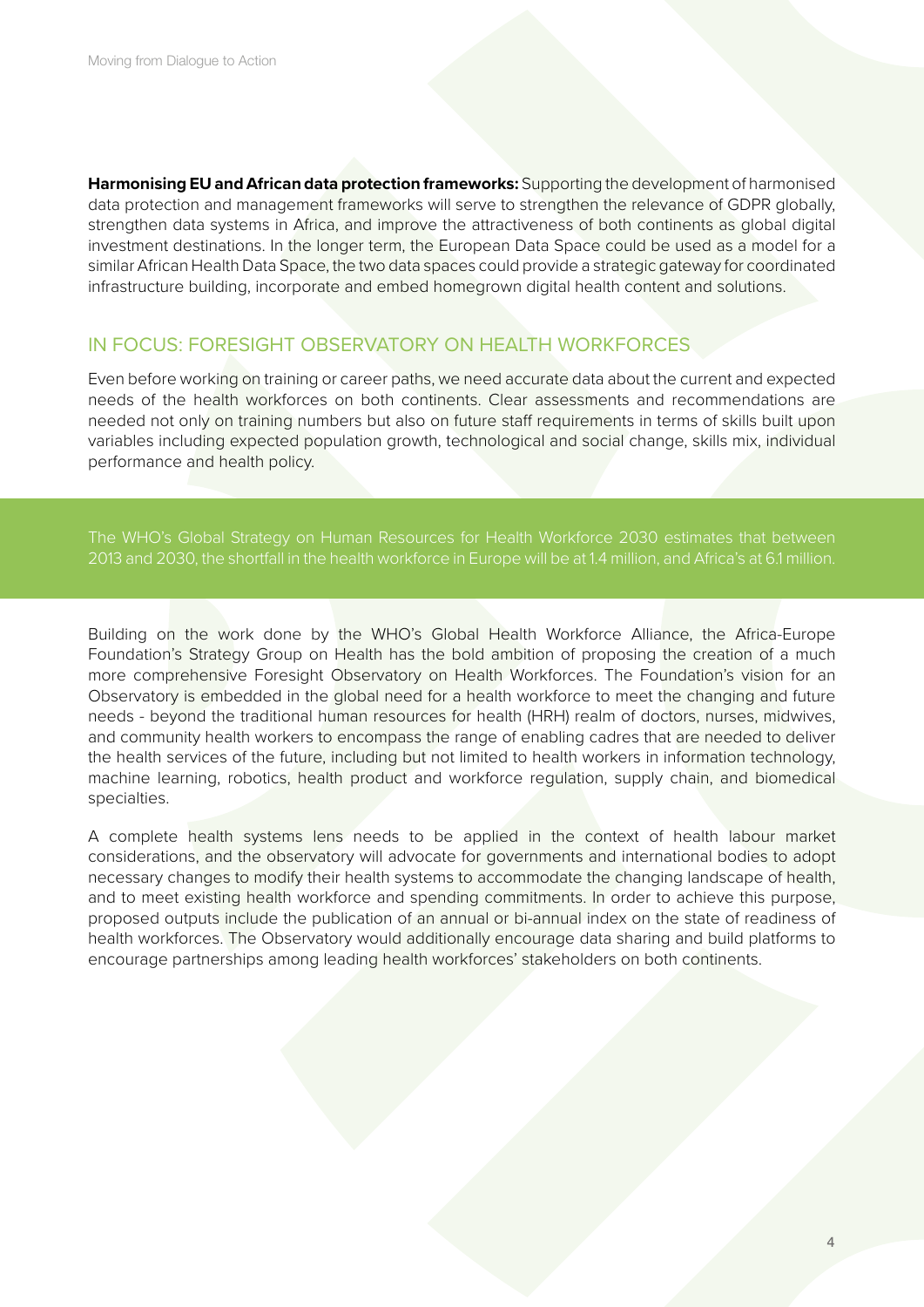**Harmonising EU and African data protection frameworks:** Supporting the development of harmonised data protection and management frameworks will serve to strengthen the relevance of GDPR globally, strengthen data systems in Africa, and improve the attractiveness of both continents as global digital investment destinations. In the longer term, the European Data Space could be used as a model for a similar African Health Data Space, the two data spaces could provide a strategic gateway for coordinated infrastructure building, incorporate and embed homegrown digital health content and solutions.

## IN FOCUS: FORESIGHT OBSERVATORY ON HEALTH WORKFORCES

Even before working on training or career paths, we need accurate data about the current and expected needs of the health workforces on both continents. Clear assessments and recommendations are needed not only on training numbers but also on future staff requirements in terms of skills built upon variables including expected population growth, technological and social change, skills mix, individual performance and health policy.

> The WHO's Global Strategy on Human Resources for Health Workforce 2030 estimates that between 2013 and 2030, the shortfall in the health workforce in Europe will be at 1.4 million, and Africa's at 6.1 million.

Building on the work done by the WHO's Global Health Workforce Alliance, the Africa-Europe Foundation's Strategy Group on Health has the bold ambition of proposing the creation of a much more comprehensive Foresight Observatory on Health Workforces. The Foundation's vision for an Observatory is embedded in the global need for a health workforce to meet the changing and future needs - beyond the traditional human resources for health (HRH) realm of doctors, nurses, midwives, and community health workers to encompass the range of enabling cadres that are needed to deliver the health services of the future, including but not limited to health workers in information technology, machine learning, robotics, health product and workforce regulation, supply chain, and biomedical specialties.

A complete health systems lens needs to be applied in the context of health labour market considerations, and the observatory will advocate for governments and international bodies to adopt necessary changes to modify their health systems to accommodate the changing landscape of health, and to meet existing health workforce and spending commitments. In order to achieve this purpose, proposed outputs include the publication of an annual or bi-annual index on the state of readiness of health workforces. The Observatory would additionally encourage data sharing and build platforms to encourage partnerships among leading health workforces' stakeholders on both continents.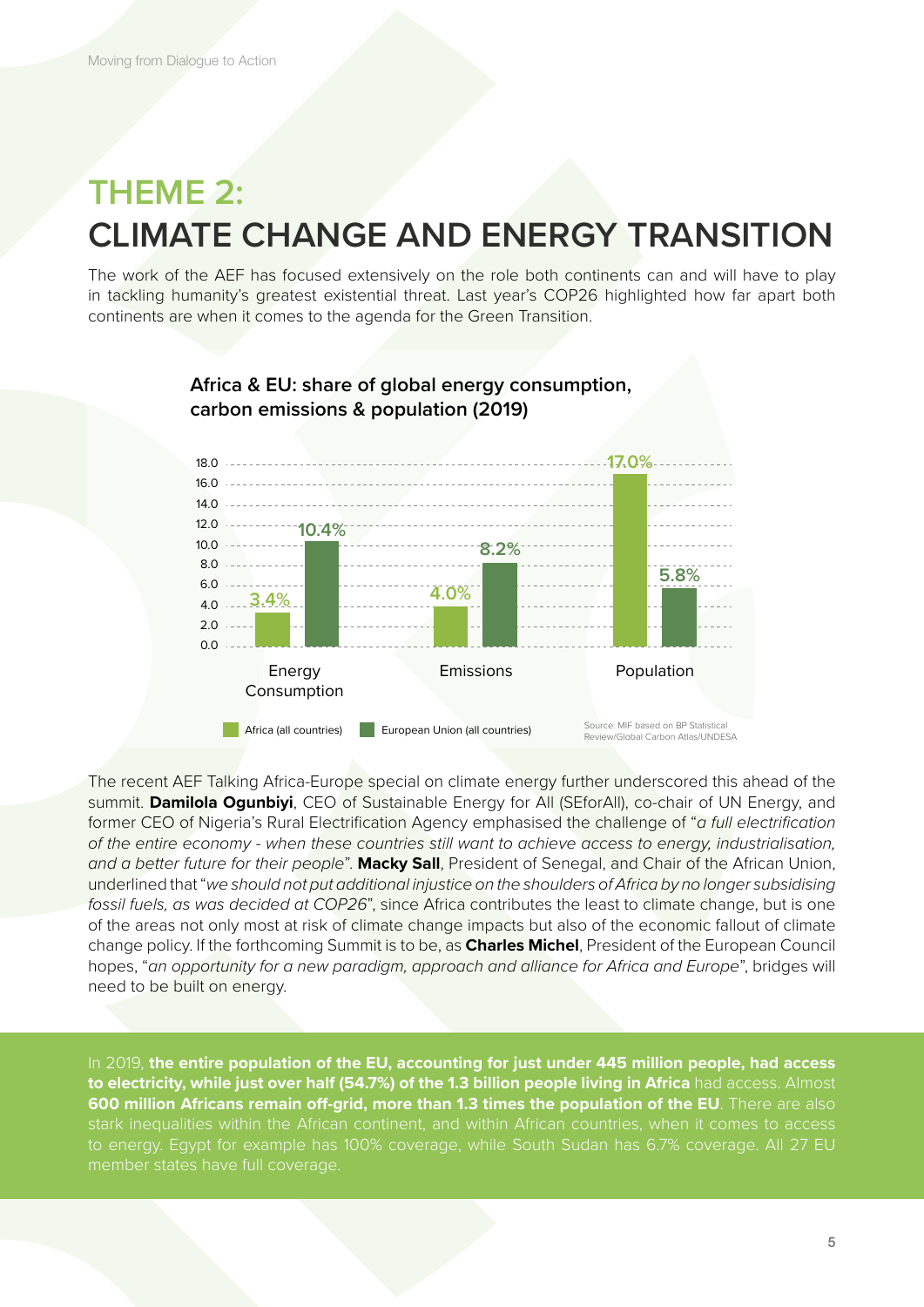# THEME 2:
# CLIMATE CHANGE AND ENERGY TRANSITION

The work of the AEF has focused extensively on the role both continents can and will have to play in tackling humanity's greatest existential threat. Last year's COP26 highlighted how far apart both continents are when it comes to the agenda for the Green Transition.

**Africa & EU: share of global energy consumption, carbon emissions & population (2019)**

| | Africa (all countries) | European Union (all countries) |
|---|---|---|
| Energy Consumption | 3.4% | 10.4% |
| Emissions | 4.0% | 8.2% |
| Population | 17.0% | 5.8% |

Source: MIF based on BP Statistical Review/Global Carbon Atlas/UNDESA

The recent AEF Talking Africa-Europe special on climate energy further underscored this ahead of the summit. **Damilola Ogunbiyi**, CEO of Sustainable Energy for All (SEforAll), co-chair of UN Energy, and former CEO of Nigeria's Rural Electrification Agency emphasised the challenge of "*a full electrification of the entire economy - when these countries still want to achieve access to energy, industrialisation, and a better future for their people*". **Macky Sall**, President of Senegal, and Chair of the African Union, underlined that "*we should not put additional injustice on the shoulders of Africa by no longer subsidising fossil fuels, as was decided at COP26*", since Africa contributes the least to climate change, but is one of the areas not only most at risk of climate change impacts but also of the economic fallout of climate change policy. If the forthcoming Summit is to be, as **Charles Michel**, President of the European Council hopes, "*an opportunity for a new paradigm, approach and alliance for Africa and Europe*", bridges will need to be built on energy.

In 2019, **the entire population of the EU, accounting for just under 445 million people, had access to electricity, while just over half (54.7%) of the 1.3 billion people living in Africa** had access. Almost **600 million Africans remain off-grid, more than 1.3 times the population of the EU**. There are also stark inequalities within the African continent, and within African countries, when it comes to access to energy. Egypt for example has 100% coverage, while South Sudan has 6.7% coverage. All 27 EU member states have full coverage.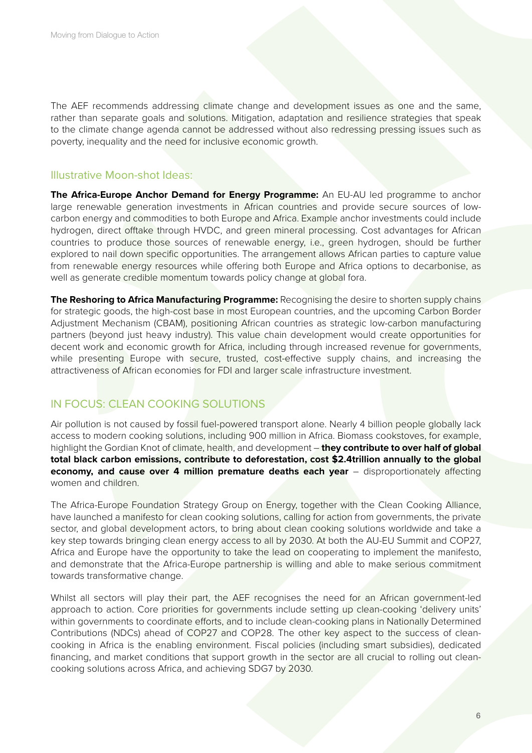The AEF recommends addressing climate change and development issues as one and the same, rather than separate goals and solutions. Mitigation, adaptation and resilience strategies that speak to the climate change agenda cannot be addressed without also redressing pressing issues such as poverty, inequality and the need for inclusive economic growth.

### Illustrative Moon-shot Ideas:

**The Africa-Europe Anchor Demand for Energy Programme:** An EU-AU led programme to anchor large renewable generation investments in African countries and provide secure sources of low-carbon energy and commodities to both Europe and Africa. Example anchor investments could include hydrogen, direct offtake through HVDC, and green mineral processing. Cost advantages for African countries to produce those sources of renewable energy, i.e., green hydrogen, should be further explored to nail down specific opportunities. The arrangement allows African parties to capture value from renewable energy resources while offering both Europe and Africa options to decarbonise, as well as generate credible momentum towards policy change at global fora.

**The Reshoring to Africa Manufacturing Programme:** Recognising the desire to shorten supply chains for strategic goods, the high-cost base in most European countries, and the upcoming Carbon Border Adjustment Mechanism (CBAM), positioning African countries as strategic low-carbon manufacturing partners (beyond just heavy industry). This value chain development would create opportunities for decent work and economic growth for Africa, including through increased revenue for governments, while presenting Europe with secure, trusted, cost-effective supply chains, and increasing the attractiveness of African economies for FDI and larger scale infrastructure investment.

## IN FOCUS: CLEAN COOKING SOLUTIONS

Air pollution is not caused by fossil fuel-powered transport alone. Nearly 4 billion people globally lack access to modern cooking solutions, including 900 million in Africa. Biomass cookstoves, for example, highlight the Gordian Knot of climate, health, and development – **they contribute to over half of global total black carbon emissions, contribute to deforestation, cost $2.4trillion annually to the global economy, and cause over 4 million premature deaths each year** – disproportionately affecting women and children.

The Africa-Europe Foundation Strategy Group on Energy, together with the Clean Cooking Alliance, have launched a manifesto for clean cooking solutions, calling for action from governments, the private sector, and global development actors, to bring about clean cooking solutions worldwide and take a key step towards bringing clean energy access to all by 2030. At both the AU-EU Summit and COP27, Africa and Europe have the opportunity to take the lead on cooperating to implement the manifesto, and demonstrate that the Africa-Europe partnership is willing and able to make serious commitment towards transformative change.

Whilst all sectors will play their part, the AEF recognises the need for an African government-led approach to action. Core priorities for governments include setting up clean-cooking 'delivery units' within governments to coordinate efforts, and to include clean-cooking plans in Nationally Determined Contributions (NDCs) ahead of COP27 and COP28. The other key aspect to the success of clean-cooking in Africa is the enabling environment. Fiscal policies (including smart subsidies), dedicated financing, and market conditions that support growth in the sector are all crucial to rolling out clean-cooking solutions across Africa, and achieving SDG7 by 2030.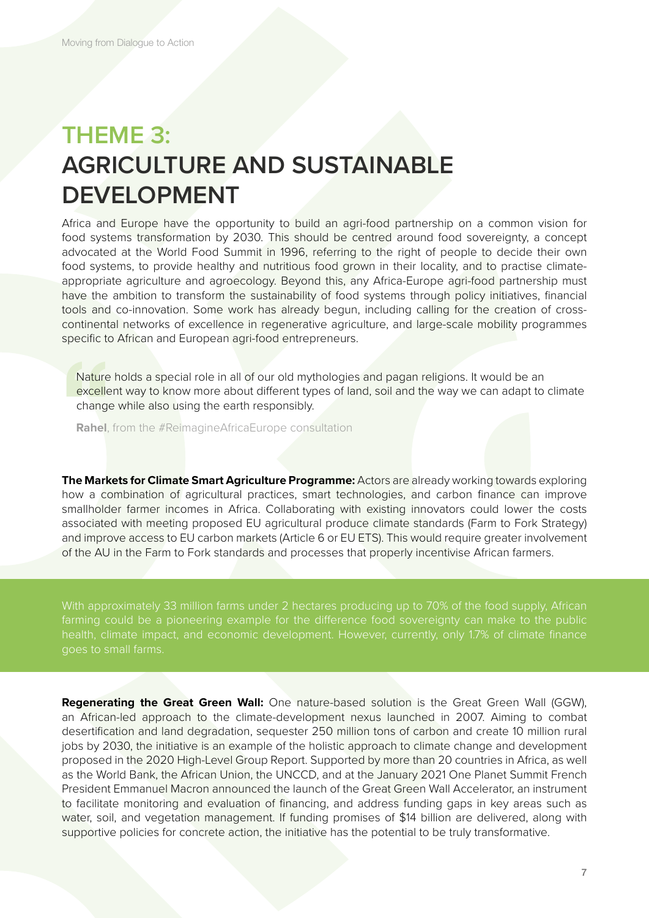# THEME 3: AGRICULTURE AND SUSTAINABLE DEVELOPMENT

Africa and Europe have the opportunity to build an agri-food partnership on a common vision for food systems transformation by 2030. This should be centred around food sovereignty, a concept advocated at the World Food Summit in 1996, referring to the right of people to decide their own food systems, to provide healthy and nutritious food grown in their locality, and to practise climate-appropriate agriculture and agroecology. Beyond this, any Africa-Europe agri-food partnership must have the ambition to transform the sustainability of food systems through policy initiatives, financial tools and co-innovation. Some work has already begun, including calling for the creation of cross-continental networks of excellence in regenerative agriculture, and large-scale mobility programmes specific to African and European agri-food entrepreneurs.

> Nature holds a special role in all of our old mythologies and pagan religions. It would be an excellent way to know more about different types of land, soil and the way we can adapt to climate change while also using the earth responsibly.
>
> **Rahel**, from the #ReimagineAfricaEurope consultation

**The Markets for Climate Smart Agriculture Programme:** Actors are already working towards exploring how a combination of agricultural practices, smart technologies, and carbon finance can improve smallholder farmer incomes in Africa. Collaborating with existing innovators could lower the costs associated with meeting proposed EU agricultural produce climate standards (Farm to Fork Strategy) and improve access to EU carbon markets (Article 6 or EU ETS). This would require greater involvement of the AU in the Farm to Fork standards and processes that properly incentivise African farmers.

With approximately 33 million farms under 2 hectares producing up to 70% of the food supply, African farming could be a pioneering example for the difference food sovereignty can make to the public health, climate impact, and economic development. However, currently, only 1.7% of climate finance goes to small farms.

**Regenerating the Great Green Wall:** One nature-based solution is the Great Green Wall (GGW), an African-led approach to the climate-development nexus launched in 2007. Aiming to combat desertification and land degradation, sequester 250 million tons of carbon and create 10 million rural jobs by 2030, the initiative is an example of the holistic approach to climate change and development proposed in the 2020 High-Level Group Report. Supported by more than 20 countries in Africa, as well as the World Bank, the African Union, the UNCCD, and at the January 2021 One Planet Summit French President Emmanuel Macron announced the launch of the Great Green Wall Accelerator, an instrument to facilitate monitoring and evaluation of financing, and address funding gaps in key areas such as water, soil, and vegetation management. If funding promises of $14 billion are delivered, along with supportive policies for concrete action, the initiative has the potential to be truly transformative.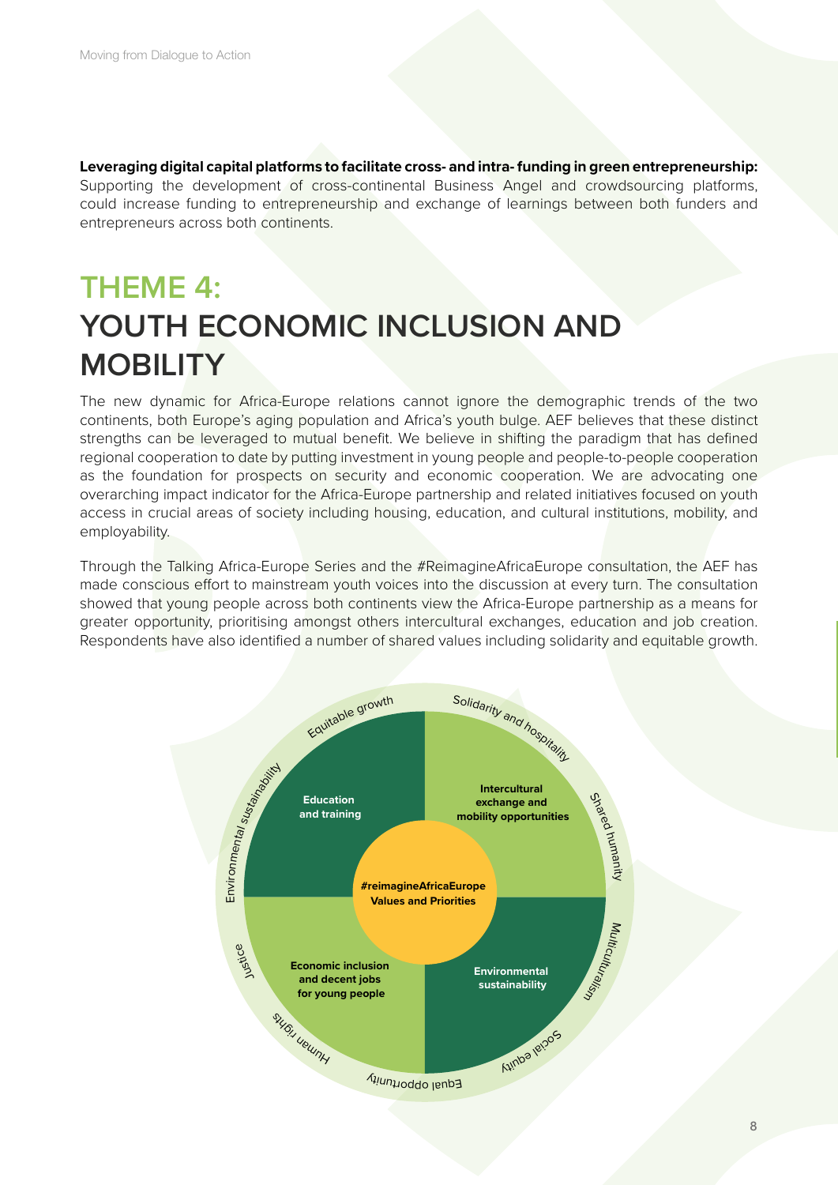**Leveraging digital capital platforms to facilitate cross- and intra- funding in green entrepreneurship:** Supporting the development of cross-continental Business Angel and crowdsourcing platforms, could increase funding to entrepreneurship and exchange of learnings between both funders and entrepreneurs across both continents.

# THEME 4: YOUTH ECONOMIC INCLUSION AND MOBILITY

The new dynamic for Africa-Europe relations cannot ignore the demographic trends of the two continents, both Europe's aging population and Africa's youth bulge. AEF believes that these distinct strengths can be leveraged to mutual benefit. We believe in shifting the paradigm that has defined regional cooperation to date by putting investment in young people and people-to-people cooperation as the foundation for prospects on security and economic cooperation. We are advocating one overarching impact indicator for the Africa-Europe partnership and related initiatives focused on youth access in crucial areas of society including housing, education, and cultural institutions, mobility, and employability.

Through the Talking Africa-Europe Series and the #ReimagineAfricaEurope consultation, the AEF has made conscious effort to mainstream youth voices into the discussion at every turn. The consultation showed that young people across both continents view the Africa-Europe partnership as a means for greater opportunity, prioritising amongst others intercultural exchanges, education and job creation. Respondents have also identified a number of shared values including solidarity and equitable growth.

#reimagineAfricaEurope Values and Priorities

- Education and training
- Intercultural exchange and mobility opportunities
- Economic inclusion and decent jobs for young people
- Environmental sustainability

Equitable growth · Solidarity and hospitality · Shared humanity · Multiculturalism · Social equity · Equal opportunity · Human rights · Justice · Environmental sustainability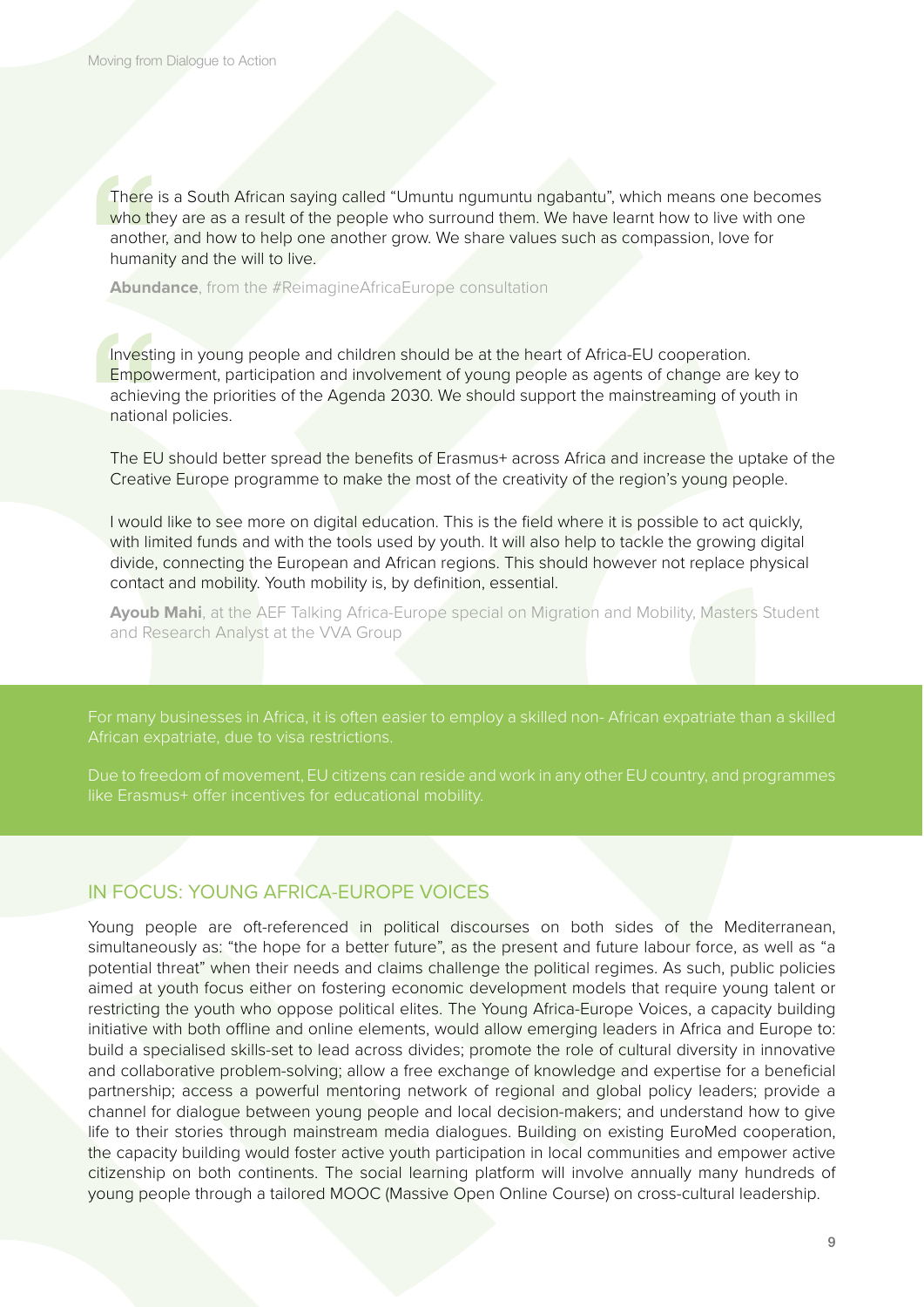> There is a South African saying called "Umuntu ngumuntu ngabantu", which means one becomes who they are as a result of the people who surround them. We have learnt how to live with one another, and how to help one another grow. We share values such as compassion, love for humanity and the will to live.
>
> **Abundance**, from the #ReimagineAfricaEurope consultation

> Investing in young people and children should be at the heart of Africa-EU cooperation. Empowerment, participation and involvement of young people as agents of change are key to achieving the priorities of the Agenda 2030. We should support the mainstreaming of youth in national policies.
>
> The EU should better spread the benefits of Erasmus+ across Africa and increase the uptake of the Creative Europe programme to make the most of the creativity of the region's young people.
>
> I would like to see more on digital education. This is the field where it is possible to act quickly, with limited funds and with the tools used by youth. It will also help to tackle the growing digital divide, connecting the European and African regions. This should however not replace physical contact and mobility. Youth mobility is, by definition, essential.
>
> **Ayoub Mahi**, at the AEF Talking Africa-Europe special on Migration and Mobility, Masters Student and Research Analyst at the VVA Group

For many businesses in Africa, it is often easier to employ a skilled non- African expatriate than a skilled African expatriate, due to visa restrictions.

Due to freedom of movement, EU citizens can reside and work in any other EU country, and programmes like Erasmus+ offer incentives for educational mobility.

## IN FOCUS: YOUNG AFRICA-EUROPE VOICES

Young people are oft-referenced in political discourses on both sides of the Mediterranean, simultaneously as: "the hope for a better future", as the present and future labour force, as well as "a potential threat" when their needs and claims challenge the political regimes. As such, public policies aimed at youth focus either on fostering economic development models that require young talent or restricting the youth who oppose political elites. The Young Africa-Europe Voices, a capacity building initiative with both offline and online elements, would allow emerging leaders in Africa and Europe to: build a specialised skills-set to lead across divides; promote the role of cultural diversity in innovative and collaborative problem-solving; allow a free exchange of knowledge and expertise for a beneficial partnership; access a powerful mentoring network of regional and global policy leaders; provide a channel for dialogue between young people and local decision-makers; and understand how to give life to their stories through mainstream media dialogues. Building on existing EuroMed cooperation, the capacity building would foster active youth participation in local communities and empower active citizenship on both continents. The social learning platform will involve annually many hundreds of young people through a tailored MOOC (Massive Open Online Course) on cross-cultural leadership.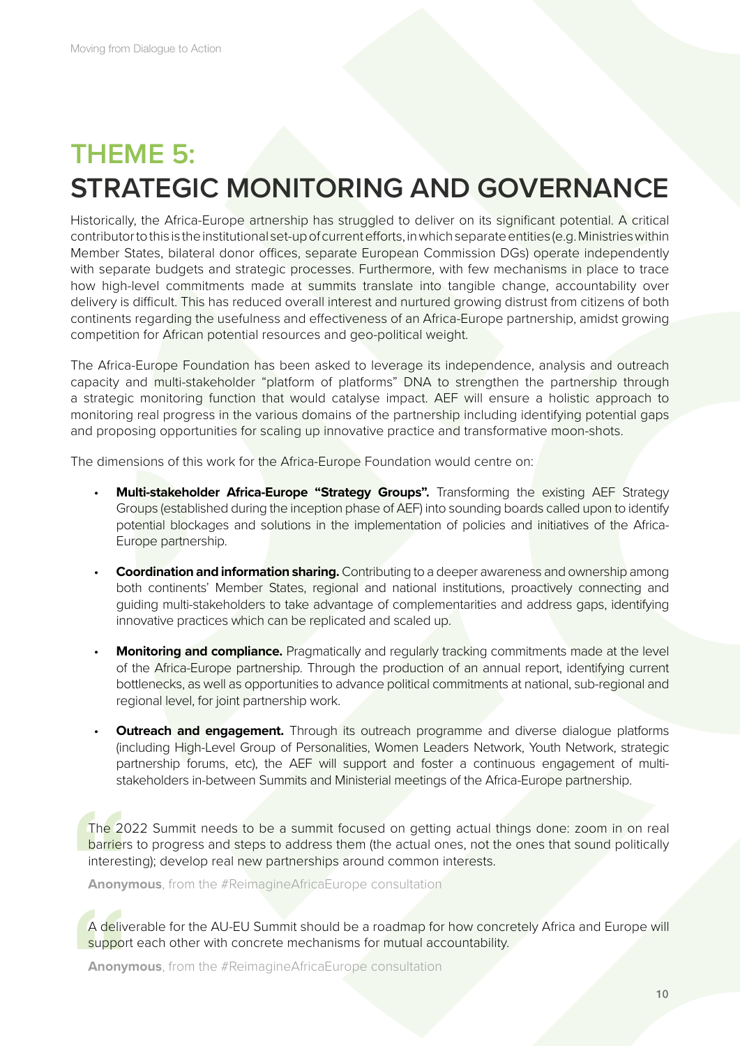# THEME 5:
# STRATEGIC MONITORING AND GOVERNANCE

Historically, the Africa-Europe artnership has struggled to deliver on its significant potential. A critical contributor to this is the institutional set-up of current efforts, in which separate entities (e.g. Ministries within Member States, bilateral donor offices, separate European Commission DGs) operate independently with separate budgets and strategic processes. Furthermore, with few mechanisms in place to trace how high-level commitments made at summits translate into tangible change, accountability over delivery is difficult. This has reduced overall interest and nurtured growing distrust from citizens of both continents regarding the usefulness and effectiveness of an Africa-Europe partnership, amidst growing competition for African potential resources and geo-political weight.

The Africa-Europe Foundation has been asked to leverage its independence, analysis and outreach capacity and multi-stakeholder "platform of platforms" DNA to strengthen the partnership through a strategic monitoring function that would catalyse impact. AEF will ensure a holistic approach to monitoring real progress in the various domains of the partnership including identifying potential gaps and proposing opportunities for scaling up innovative practice and transformative moon-shots.

The dimensions of this work for the Africa-Europe Foundation would centre on:

- **Multi-stakeholder Africa-Europe "Strategy Groups".** Transforming the existing AEF Strategy Groups (established during the inception phase of AEF) into sounding boards called upon to identify potential blockages and solutions in the implementation of policies and initiatives of the Africa-Europe partnership.
- **Coordination and information sharing.** Contributing to a deeper awareness and ownership among both continents' Member States, regional and national institutions, proactively connecting and guiding multi-stakeholders to take advantage of complementarities and address gaps, identifying innovative practices which can be replicated and scaled up.
- **Monitoring and compliance.** Pragmatically and regularly tracking commitments made at the level of the Africa-Europe partnership. Through the production of an annual report, identifying current bottlenecks, as well as opportunities to advance political commitments at national, sub-regional and regional level, for joint partnership work.
- **Outreach and engagement.** Through its outreach programme and diverse dialogue platforms (including High-Level Group of Personalities, Women Leaders Network, Youth Network, strategic partnership forums, etc), the AEF will support and foster a continuous engagement of multi-stakeholders in-between Summits and Ministerial meetings of the Africa-Europe partnership.

> The 2022 Summit needs to be a summit focused on getting actual things done: zoom in on real barriers to progress and steps to address them (the actual ones, not the ones that sound politically interesting); develop real new partnerships around common interests.
>
> **Anonymous**, from the #ReimagineAfricaEurope consultation

> A deliverable for the AU-EU Summit should be a roadmap for how concretely Africa and Europe will support each other with concrete mechanisms for mutual accountability.
>
> **Anonymous**, from the #ReimagineAfricaEurope consultation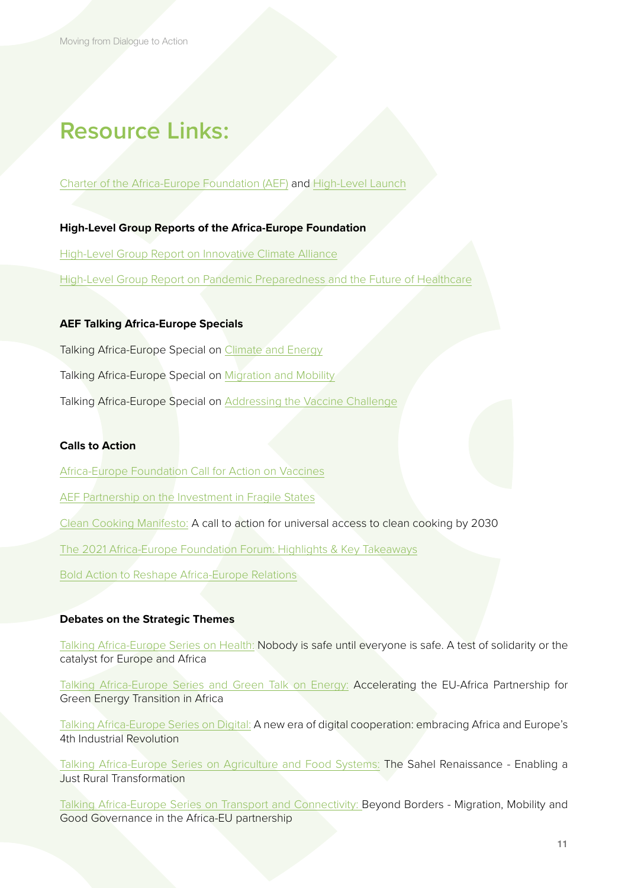# Resource Links:

Charter of the Africa-Europe Foundation (AEF) and High-Level Launch

**High-Level Group Reports of the Africa-Europe Foundation**

High-Level Group Report on Innovative Climate Alliance

High-Level Group Report on Pandemic Preparedness and the Future of Healthcare

**AEF Talking Africa-Europe Specials**

Talking Africa-Europe Special on Climate and Energy

Talking Africa-Europe Special on Migration and Mobility

Talking Africa-Europe Special on Addressing the Vaccine Challenge

**Calls to Action**

Africa-Europe Foundation Call for Action on Vaccines

AEF Partnership on the Investment in Fragile States

Clean Cooking Manifesto: A call to action for universal access to clean cooking by 2030

The 2021 Africa-Europe Foundation Forum: Highlights & Key Takeaways

Bold Action to Reshape Africa-Europe Relations

**Debates on the Strategic Themes**

Talking Africa-Europe Series on Health: Nobody is safe until everyone is safe. A test of solidarity or the catalyst for Europe and Africa

Talking Africa-Europe Series and Green Talk on Energy: Accelerating the EU-Africa Partnership for Green Energy Transition in Africa

Talking Africa-Europe Series on Digital: A new era of digital cooperation: embracing Africa and Europe's 4th Industrial Revolution

Talking Africa-Europe Series on Agriculture and Food Systems: The Sahel Renaissance - Enabling a Just Rural Transformation

Talking Africa-Europe Series on Transport and Connectivity: Beyond Borders - Migration, Mobility and Good Governance in the Africa-EU partnership